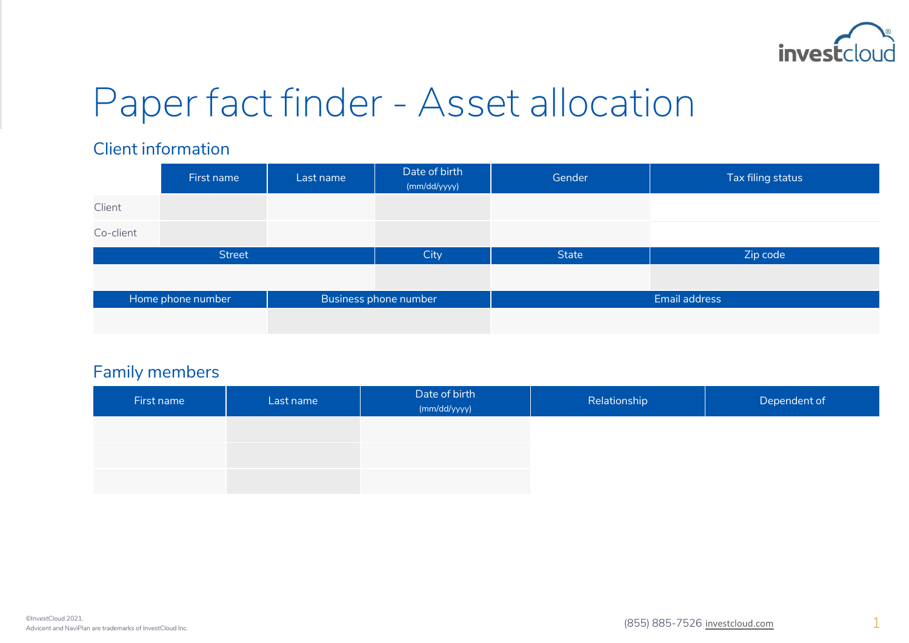# Paper fact finder - Asset allocation

## Client information

| | First name | Last name | Date of birth (mm/dd/yyyy) | Gender | Tax filing status |
|---|---|---|---|---|---|
| Client | | | | | |
| Co-client | | | | | |

| Street | City | State | Zip code |
|---|---|---|---|
| | | | |

| Home phone number | Business phone number | Email address |
|---|---|---|
| | | |

## Family members

| First name | Last name | Date of birth (mm/dd/yyyy) | Relationship | Dependent of |
|---|---|---|---|---|
| | | | | |
| | | | | |
| | | | | |

©InvestCloud 2021.
Advicent and NaviPlan are trademarks of InvestCloud Inc.

(855) 885-7526 investcloud.com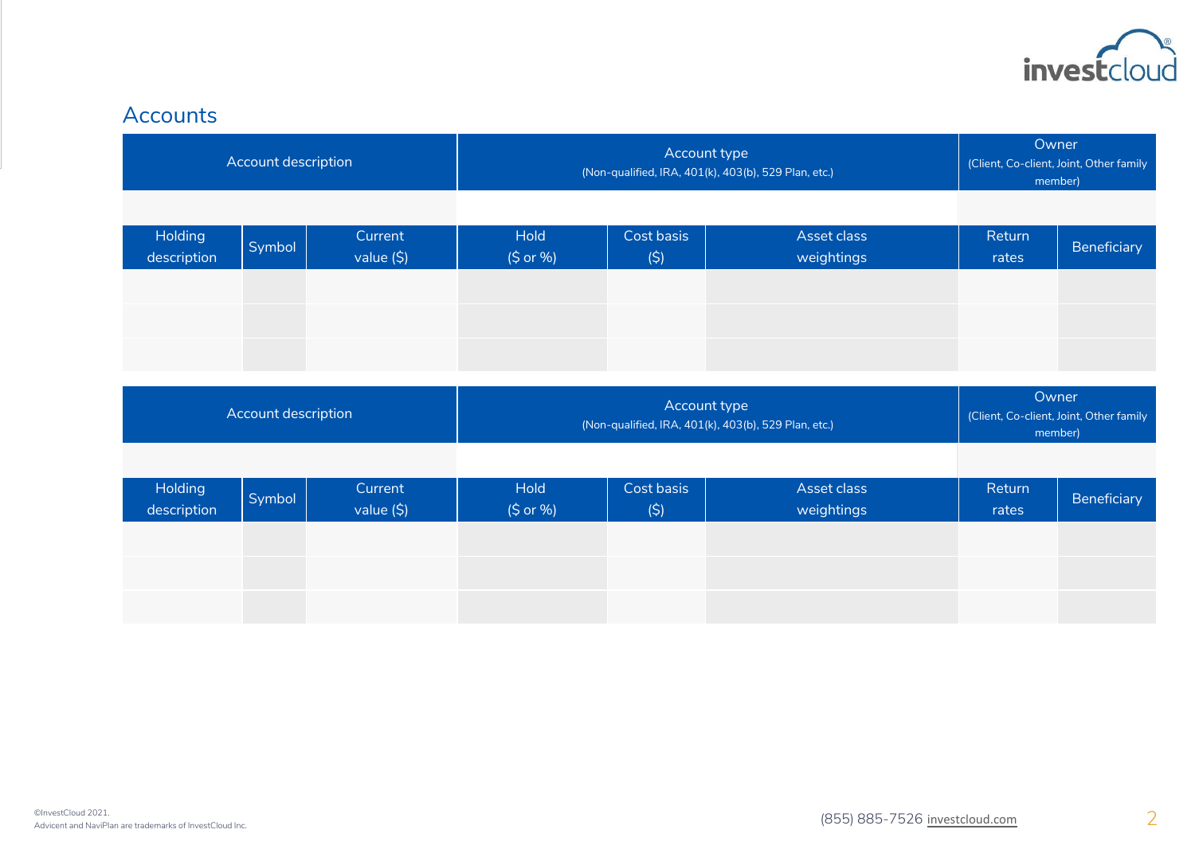## Accounts

| Account description | Account type (Non-qualified, IRA, 401(k), 403(b), 529 Plan, etc.) | Owner (Client, Co-client, Joint, Other family member) |
|---|---|---|
| | | |

| Holding description | Symbol | Current value ($) | Hold ($ or %) | Cost basis ($) | Asset class weightings | Return rates | Beneficiary |
|---|---|---|---|---|---|---|---|
| | | | | | | | |
| | | | | | | | |
| | | | | | | | |

| Account description | Account type (Non-qualified, IRA, 401(k), 403(b), 529 Plan, etc.) | Owner (Client, Co-client, Joint, Other family member) |
|---|---|---|
| | | |

| Holding description | Symbol | Current value ($) | Hold ($ or %) | Cost basis ($) | Asset class weightings | Return rates | Beneficiary |
|---|---|---|---|---|---|---|---|
| | | | | | | | |
| | | | | | | | |
| | | | | | | | |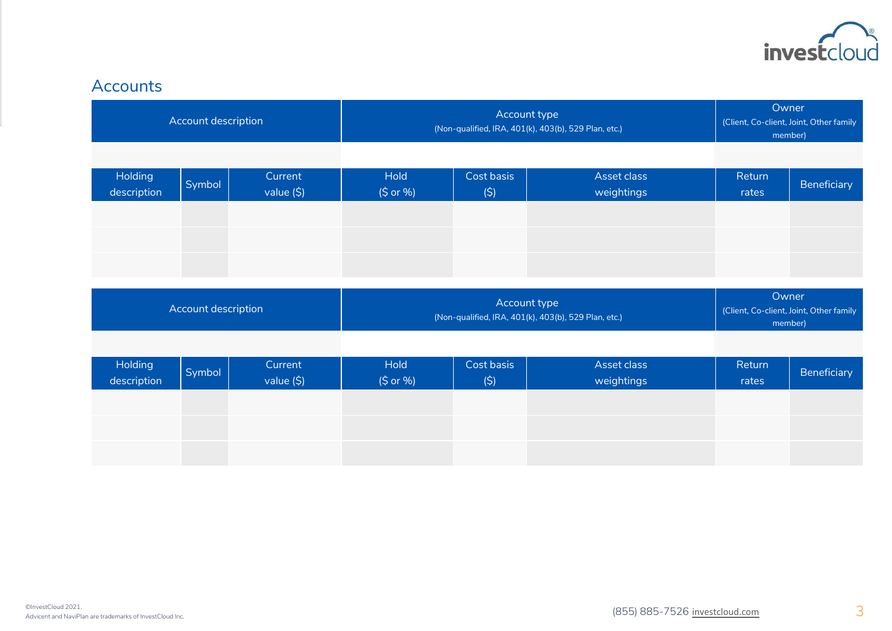## Accounts

| Account description | | | Account type (Non-qualified, IRA, 401(k), 403(b), 529 Plan, etc.) | | | Owner (Client, Co-client, Joint, Other family member) | |
|---|---|---|---|---|---|---|---|
| | | | | | | | |
| **Holding description** | **Symbol** | **Current value ($)** | **Hold ($ or %)** | **Cost basis ($)** | **Asset class weightings** | **Return rates** | **Beneficiary** |
| | | | | | | | |
| | | | | | | | |
| | | | | | | | |

| Account description | | | Account type (Non-qualified, IRA, 401(k), 403(b), 529 Plan, etc.) | | | Owner (Client, Co-client, Joint, Other family member) | |
|---|---|---|---|---|---|---|---|
| | | | | | | | |
| **Holding description** | **Symbol** | **Current value ($)** | **Hold ($ or %)** | **Cost basis ($)** | **Asset class weightings** | **Return rates** | **Beneficiary** |
| | | | | | | | |
| | | | | | | | |
| | | | | | | | |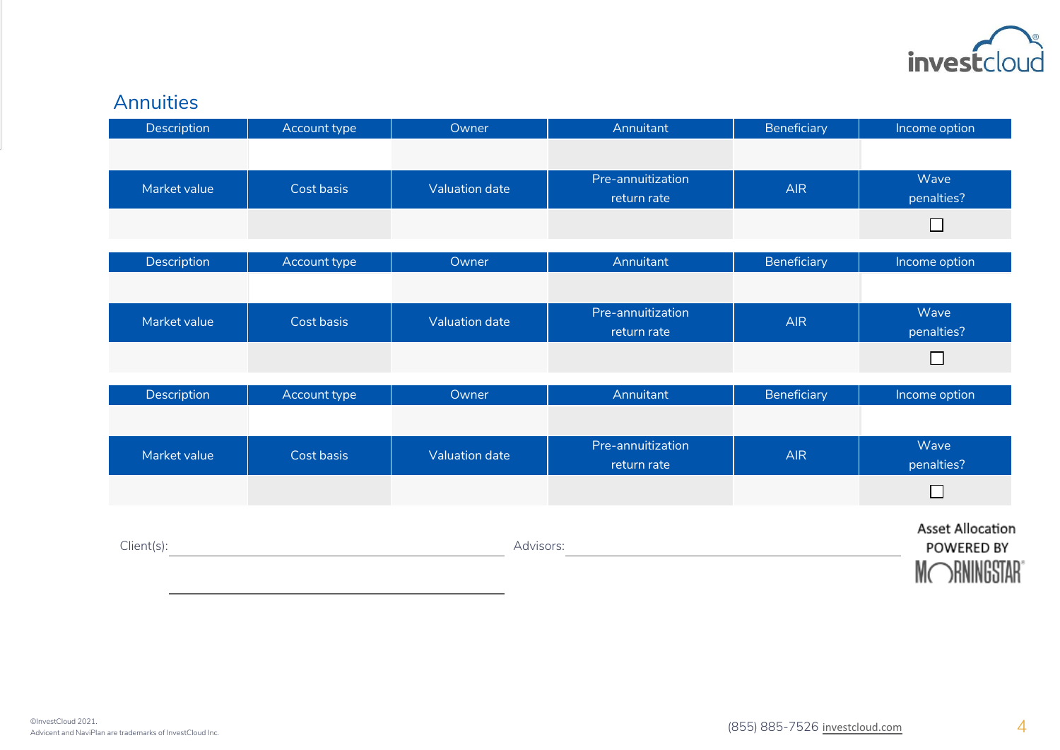## Annuities

| Description | Account type | Owner | Annuitant | Beneficiary | Income option |
|---|---|---|---|---|---|
| | | | | | |
| **Market value** | **Cost basis** | **Valuation date** | **Pre-annuitization return rate** | **AIR** | **Wave penalties?** |
| | | | | | ☐ |

| Description | Account type | Owner | Annuitant | Beneficiary | Income option |
|---|---|---|---|---|---|
| | | | | | |
| **Market value** | **Cost basis** | **Valuation date** | **Pre-annuitization return rate** | **AIR** | **Wave penalties?** |
| | | | | | ☐ |

| Description | Account type | Owner | Annuitant | Beneficiary | Income option |
|---|---|---|---|---|---|
| | | | | | |
| **Market value** | **Cost basis** | **Valuation date** | **Pre-annuitization return rate** | **AIR** | **Wave penalties?** |
| | | | | | ☐ |

Client(s): ______________________________ Advisors: ______________________________

______________________________

Asset Allocation POWERED BY MORNINGSTAR

©InvestCloud 2021.
Advicent and NaviPlan are trademarks of InvestCloud Inc.

(855) 885-7526 investcloud.com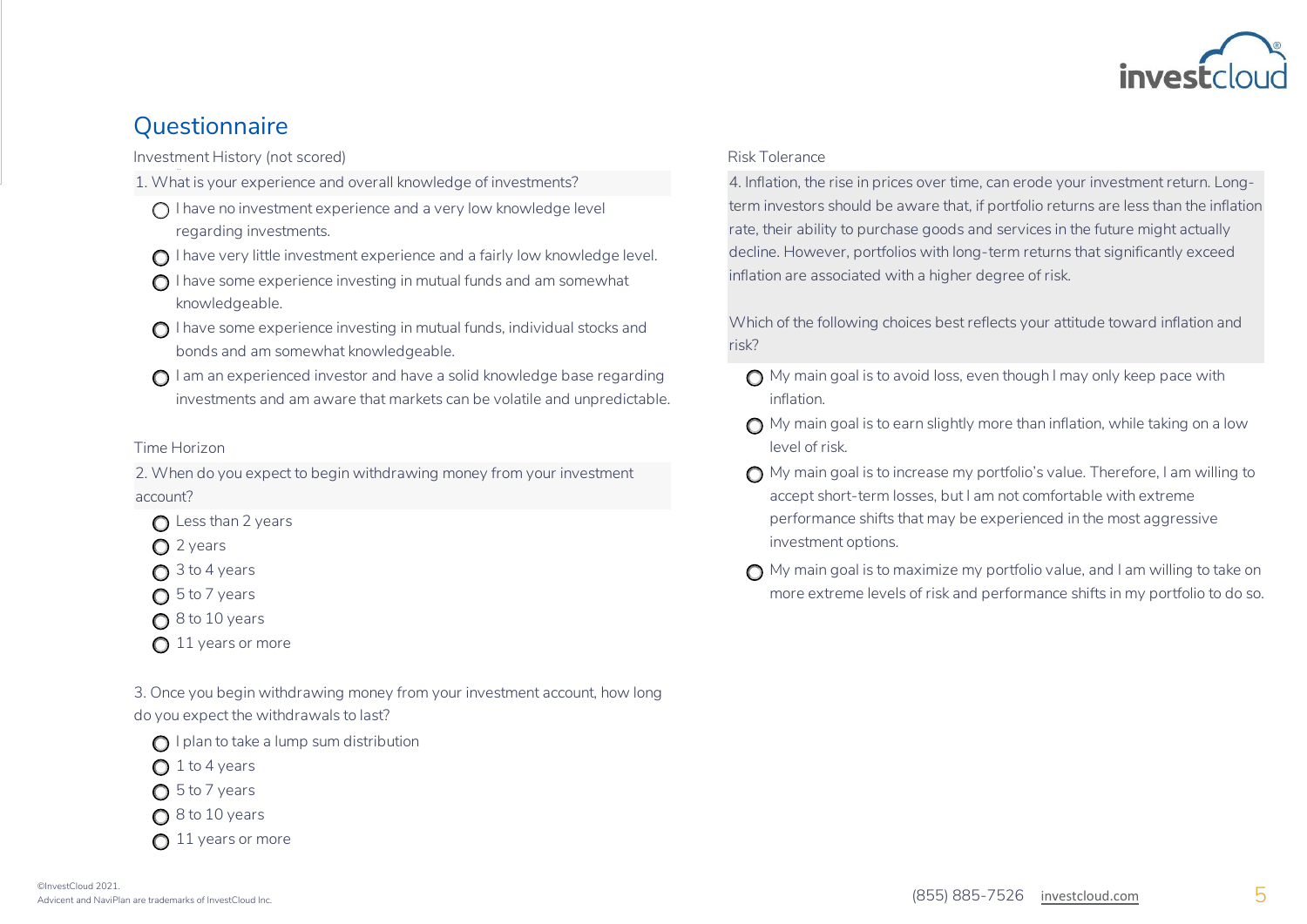## Questionnaire

Investment History (not scored)

1. What is your experience and overall knowledge of investments?

- ◯ I have no investment experience and a very low knowledge level regarding investments.
- ◯ I have very little investment experience and a fairly low knowledge level.
- ◯ I have some experience investing in mutual funds and am somewhat knowledgeable.
- ◯ I have some experience investing in mutual funds, individual stocks and bonds and am somewhat knowledgeable.
- ◯ I am an experienced investor and have a solid knowledge base regarding investments and am aware that markets can be volatile and unpredictable.

Time Horizon

2. When do you expect to begin withdrawing money from your investment account?

- ◯ Less than 2 years
- ◯ 2 years
- ◯ 3 to 4 years
- ◯ 5 to 7 years
- ◯ 8 to 10 years
- ◯ 11 years or more

3. Once you begin withdrawing money from your investment account, how long do you expect the withdrawals to last?

- ◯ I plan to take a lump sum distribution
- ◯ 1 to 4 years
- ◯ 5 to 7 years
- ◯ 8 to 10 years
- ◯ 11 years or more

Risk Tolerance

4. Inflation, the rise in prices over time, can erode your investment return. Long-term investors should be aware that, if portfolio returns are less than the inflation rate, their ability to purchase goods and services in the future might actually decline. However, portfolios with long-term returns that significantly exceed inflation are associated with a higher degree of risk.

Which of the following choices best reflects your attitude toward inflation and risk?

- ◯ My main goal is to avoid loss, even though I may only keep pace with inflation.
- ◯ My main goal is to earn slightly more than inflation, while taking on a low level of risk.
- ◯ My main goal is to increase my portfolio's value. Therefore, I am willing to accept short-term losses, but I am not comfortable with extreme performance shifts that may be experienced in the most aggressive investment options.
- ◯ My main goal is to maximize my portfolio value, and I am willing to take on more extreme levels of risk and performance shifts in my portfolio to do so.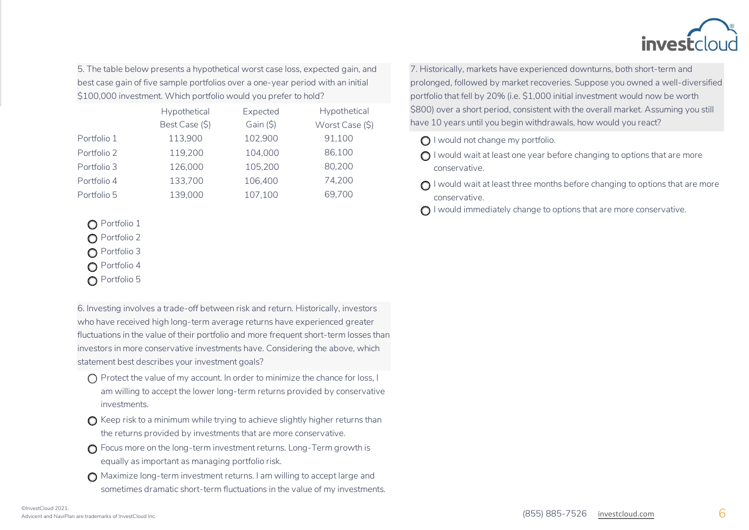5. The table below presents a hypothetical worst case loss, expected gain, and best case gain of five sample portfolios over a one-year period with an initial $100,000 investment. Which portfolio would you prefer to hold?

| | Hypothetical Best Case ($) | Expected Gain ($) | Hypothetical Worst Case ($) |
|---|---|---|---|
| Portfolio 1 | 113,900 | 102,900 | 91,100 |
| Portfolio 2 | 119,200 | 104,000 | 86,100 |
| Portfolio 3 | 126,000 | 105,200 | 80,200 |
| Portfolio 4 | 133,700 | 106,400 | 74,200 |
| Portfolio 5 | 139,000 | 107,100 | 69,700 |

- Portfolio 1
- Portfolio 2
- Portfolio 3
- Portfolio 4
- Portfolio 5

6. Investing involves a trade-off between risk and return. Historically, investors who have received high long-term average returns have experienced greater fluctuations in the value of their portfolio and more frequent short-term losses than investors in more conservative investments have. Considering the above, which statement best describes your investment goals?

- Protect the value of my account. In order to minimize the chance for loss, I am willing to accept the lower long-term returns provided by conservative investments.
- Keep risk to a minimum while trying to achieve slightly higher returns than the returns provided by investments that are more conservative.
- Focus more on the long-term investment returns. Long-Term growth is equally as important as managing portfolio risk.
- Maximize long-term investment returns. I am willing to accept large and sometimes dramatic short-term fluctuations in the value of my investments.

7. Historically, markets have experienced downturns, both short-term and prolonged, followed by market recoveries. Suppose you owned a well-diversified portfolio that fell by 20% (i.e. $1,000 initial investment would now be worth $800) over a short period, consistent with the overall market. Assuming you still have 10 years until you begin withdrawals, how would you react?

- I would not change my portfolio.
- I would wait at least one year before changing to options that are more conservative.
- I would wait at least three months before changing to options that are more conservative.
- I would immediately change to options that are more conservative.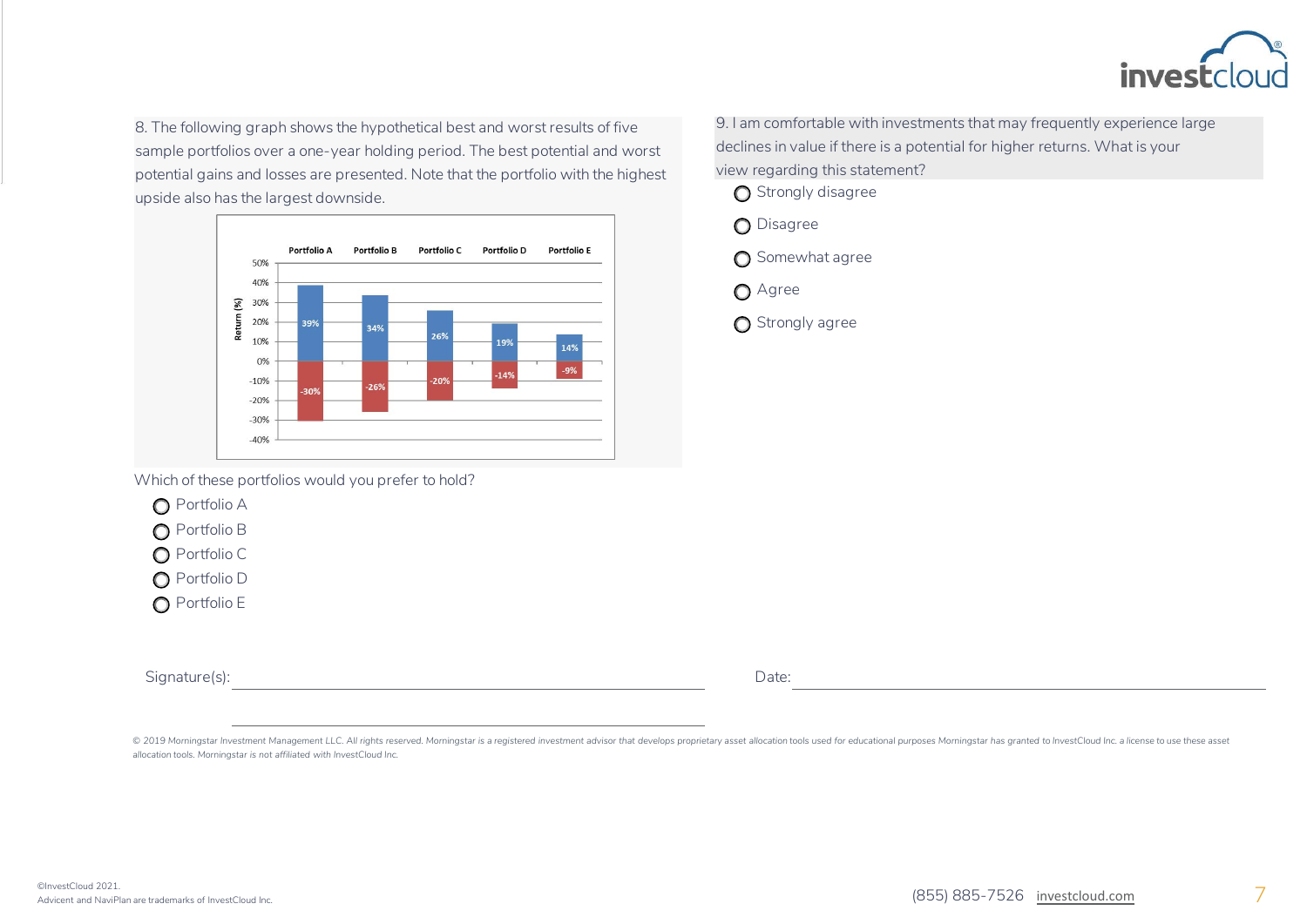8. The following graph shows the hypothetical best and worst results of five sample portfolios over a one-year holding period. The best potential and worst potential gains and losses are presented. Note that the portfolio with the highest upside also has the largest downside.

Portfolio A Portfolio B Portfolio C Portfolio D Portfolio E

Return (%)

50% 40% 30% 20% 10% 0% -10% -20% -30% -40%

39% 34% 26% 19% 14%

-30% -26% -20% -14% -9%

Which of these portfolios would you prefer to hold?

- Portfolio A
- Portfolio B
- Portfolio C
- Portfolio D
- Portfolio E

9. I am comfortable with investments that may frequently experience large declines in value if there is a potential for higher returns. What is your view regarding this statement?

- Strongly disagree
- Disagree
- Somewhat agree
- Agree
- Strongly agree

Signature(s): ______________________________

______________________________

Date: ______________________________

*© 2019 Morningstar Investment Management LLC. All rights reserved. Morningstar is a registered investment advisor that develops proprietary asset allocation tools used for educational purposes Morningstar has granted to InvestCloud Inc. a license to use these asset allocation tools. Morningstar is not affiliated with InvestCloud Inc.*